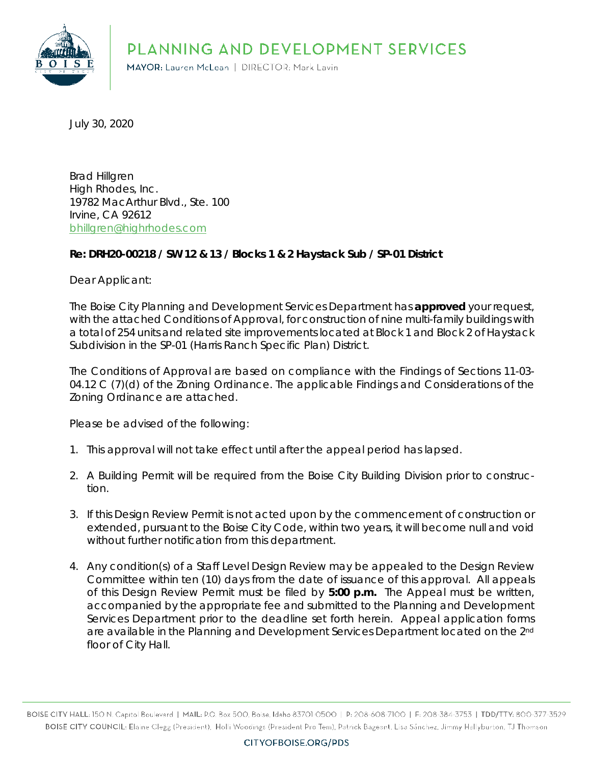# PLANNING AND DEVELOPMENT SERVICES

MAYOR: Lauren McLean | DIRECTOR: Mark Lavin

July 30, 2020

Brad Hillgren
High Rhodes, Inc.
19782 MacArthur Blvd., Ste. 100
Irvine, CA 92612
bhillgren@highrhodes.com

**Re: DRH20-00218 / SW 12 & 13 / Blocks 1 & 2 Haystack Sub / SP-01 District**

Dear Applicant:

The Boise City Planning and Development Services Department has **approved** your request, with the attached Conditions of Approval, for construction of nine multi-family buildings with a total of 254 units and related site improvements located at Block 1 and Block 2 of Haystack Subdivision in the SP-01 (Harris Ranch Specific Plan) District.

The Conditions of Approval are based on compliance with the Findings of Sections 11-03-04.12 C (7)(d) of the Zoning Ordinance. The applicable Findings and Considerations of the Zoning Ordinance are attached.

Please be advised of the following:

1. This approval will not take effect until after the appeal period has lapsed.
2. A Building Permit will be required from the Boise City Building Division prior to construction.
3. If this Design Review Permit is not acted upon by the commencement of construction or extended, pursuant to the Boise City Code, within two years, it will become null and void without further notification from this department.
4. Any condition(s) of a Staff Level Design Review may be appealed to the Design Review Committee within ten (10) days from the date of issuance of this approval. All appeals of this Design Review Permit must be filed by **5:00 p.m.** The Appeal must be written, accompanied by the appropriate fee and submitted to the Planning and Development Services Department prior to the deadline set forth herein. Appeal application forms are available in the Planning and Development Services Department located on the 2nd floor of City Hall.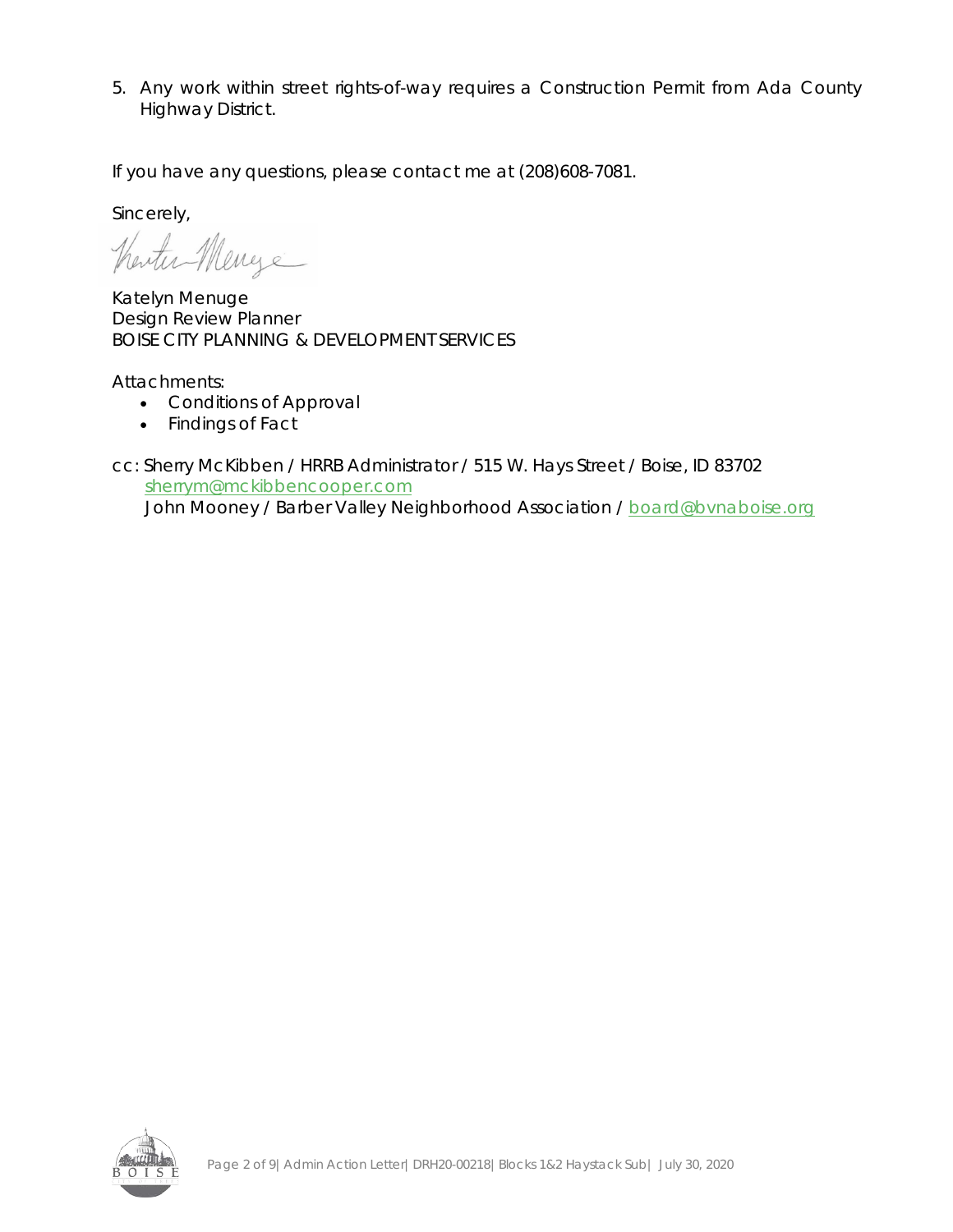5. Any work within street rights-of-way requires a Construction Permit from Ada County Highway District.

If you have any questions, please contact me at (208)608-7081.

Sincerely,

Katelyn Menuge
Design Review Planner
BOISE CITY PLANNING & DEVELOPMENT SERVICES

Attachments:

- Conditions of Approval
- Findings of Fact

cc: Sherry McKibben / HRRB Administrator / 515 W. Hays Street / Boise, ID 83702
sherrym@mckibbencooper.com
John Mooney / Barber Valley Neighborhood Association / board@bvnaboise.org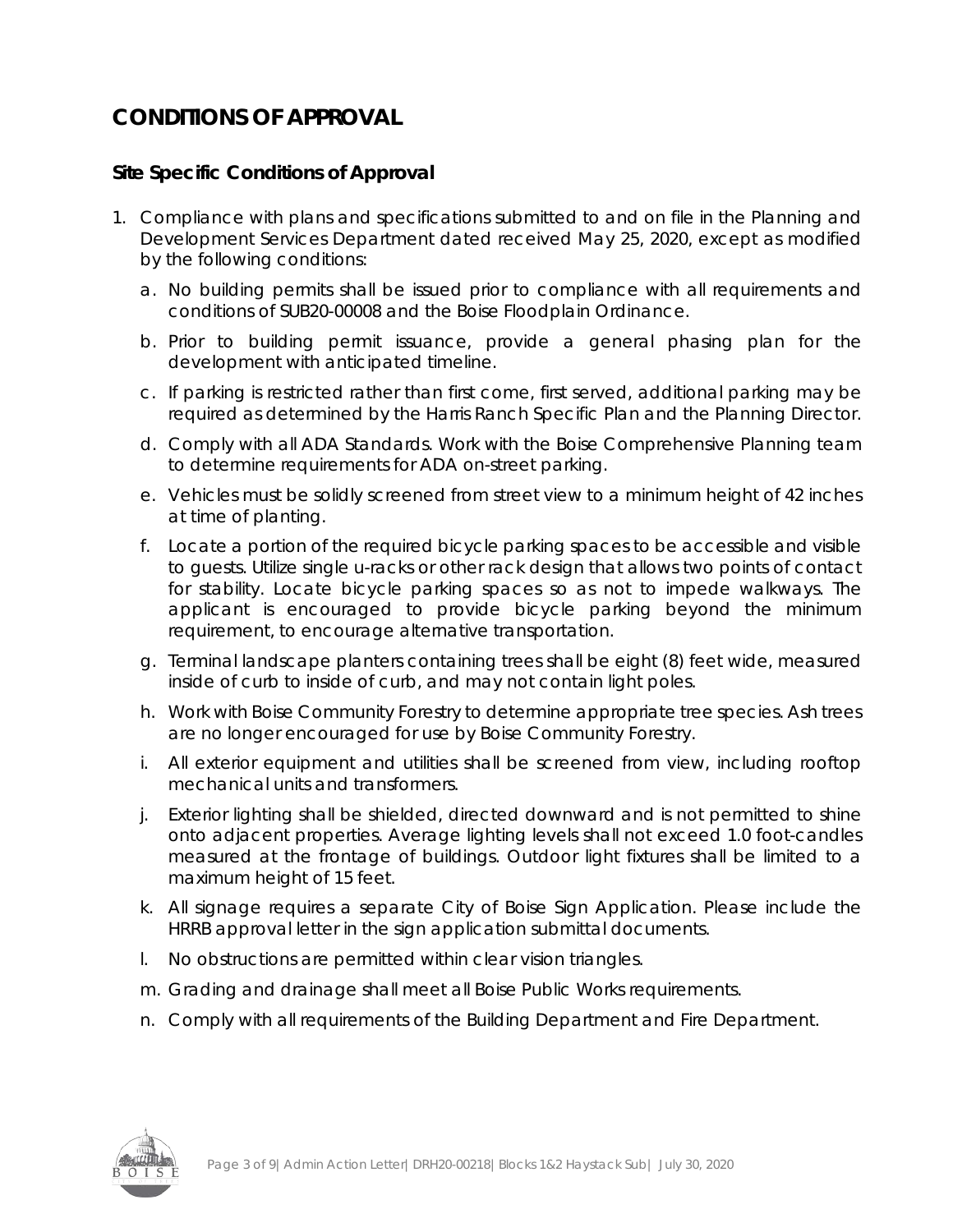# CONDITIONS OF APPROVAL

## Site Specific Conditions of Approval

1. Compliance with plans and specifications submitted to and on file in the Planning and Development Services Department dated received May 25, 2020, except as modified by the following conditions:
   a. No building permits shall be issued prior to compliance with all requirements and conditions of SUB20-00008 and the Boise Floodplain Ordinance.
   b. Prior to building permit issuance, provide a general phasing plan for the development with anticipated timeline.
   c. If parking is restricted rather than first come, first served, additional parking may be required as determined by the Harris Ranch Specific Plan and the Planning Director.
   d. Comply with all ADA Standards. Work with the Boise Comprehensive Planning team to determine requirements for ADA on-street parking.
   e. Vehicles must be solidly screened from street view to a minimum height of 42 inches at time of planting.
   f. Locate a portion of the required bicycle parking spaces to be accessible and visible to guests. Utilize single u-racks or other rack design that allows two points of contact for stability. Locate bicycle parking spaces so as not to impede walkways. The applicant is encouraged to provide bicycle parking beyond the minimum requirement, to encourage alternative transportation.
   g. Terminal landscape planters containing trees shall be eight (8) feet wide, measured inside of curb to inside of curb, and may not contain light poles.
   h. Work with Boise Community Forestry to determine appropriate tree species. Ash trees are no longer encouraged for use by Boise Community Forestry.
   i. All exterior equipment and utilities shall be screened from view, including rooftop mechanical units and transformers.
   j. Exterior lighting shall be shielded, directed downward and is not permitted to shine onto adjacent properties. Average lighting levels shall not exceed 1.0 foot-candles measured at the frontage of buildings. Outdoor light fixtures shall be limited to a maximum height of 15 feet.
   k. All signage requires a separate City of Boise Sign Application. Please include the HRRB approval letter in the sign application submittal documents.
   l. No obstructions are permitted within clear vision triangles.
   m. Grading and drainage shall meet all Boise Public Works requirements.
   n. Comply with all requirements of the Building Department and Fire Department.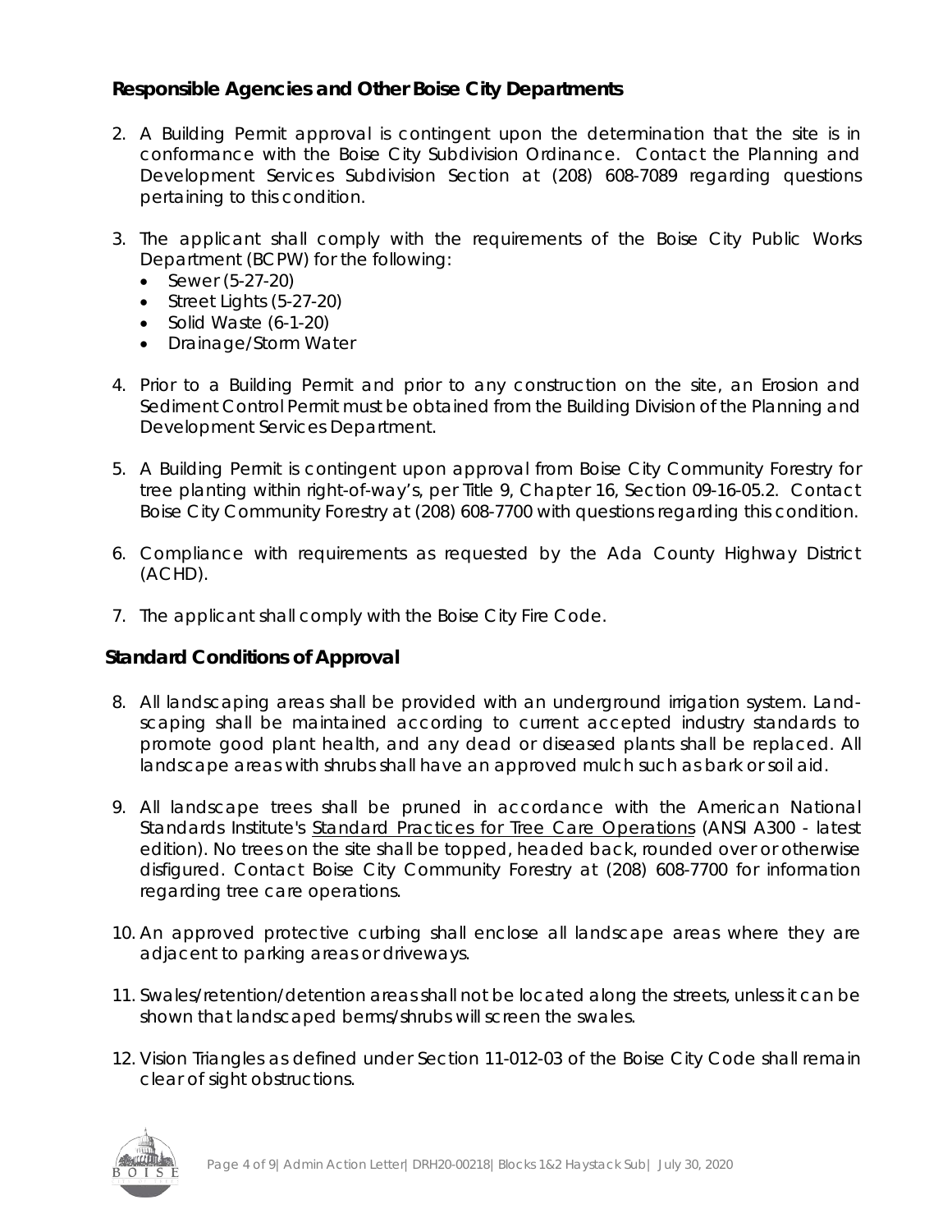## Responsible Agencies and Other Boise City Departments

2. A Building Permit approval is contingent upon the determination that the site is in conformance with the Boise City Subdivision Ordinance. Contact the Planning and Development Services Subdivision Section at (208) 608-7089 regarding questions pertaining to this condition.

3. The applicant shall comply with the requirements of the Boise City Public Works Department (BCPW) for the following:
   - Sewer (5-27-20)
   - Street Lights (5-27-20)
   - Solid Waste (6-1-20)
   - Drainage/Storm Water

4. Prior to a Building Permit and prior to any construction on the site, an Erosion and Sediment Control Permit must be obtained from the Building Division of the Planning and Development Services Department.

5. A Building Permit is contingent upon approval from Boise City Community Forestry for tree planting within right-of-way's, per Title 9, Chapter 16, Section 09-16-05.2. Contact Boise City Community Forestry at (208) 608-7700 with questions regarding this condition.

6. Compliance with requirements as requested by the Ada County Highway District (ACHD).

7. The applicant shall comply with the Boise City Fire Code.

## Standard Conditions of Approval

8. All landscaping areas shall be provided with an underground irrigation system. Landscaping shall be maintained according to current accepted industry standards to promote good plant health, and any dead or diseased plants shall be replaced. All landscape areas with shrubs shall have an approved mulch such as bark or soil aid.

9. All landscape trees shall be pruned in accordance with the American National Standards Institute's Standard Practices for Tree Care Operations (ANSI A300 - latest edition). No trees on the site shall be topped, headed back, rounded over or otherwise disfigured. Contact Boise City Community Forestry at (208) 608-7700 for information regarding tree care operations.

10. An approved protective curbing shall enclose all landscape areas where they are adjacent to parking areas or driveways.

11. Swales/retention/detention areas shall not be located along the streets, unless it can be shown that landscaped berms/shrubs will screen the swales.

12. Vision Triangles as defined under Section 11-012-03 of the Boise City Code shall remain clear of sight obstructions.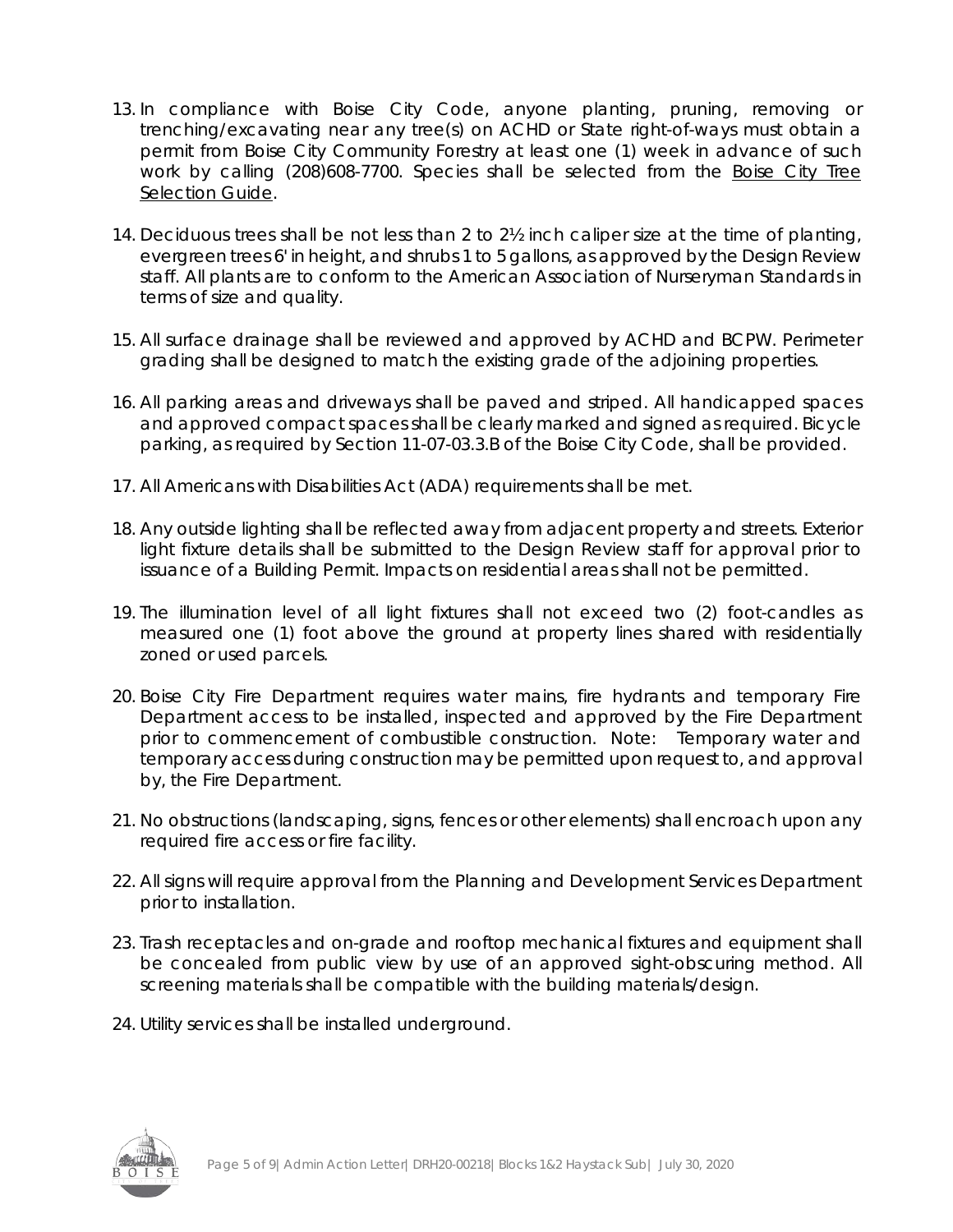13. In compliance with Boise City Code, anyone planting, pruning, removing or trenching/excavating near any tree(s) on ACHD or State right-of-ways must obtain a permit from Boise City Community Forestry at least one (1) week in advance of such work by calling (208)608-7700. Species shall be selected from the Boise City Tree Selection Guide.

14. Deciduous trees shall be not less than 2 to 2½ inch caliper size at the time of planting, evergreen trees 6' in height, and shrubs 1 to 5 gallons, as approved by the Design Review staff. All plants are to conform to the American Association of Nurseryman Standards in terms of size and quality.

15. All surface drainage shall be reviewed and approved by ACHD and BCPW. Perimeter grading shall be designed to match the existing grade of the adjoining properties.

16. All parking areas and driveways shall be paved and striped. All handicapped spaces and approved compact spaces shall be clearly marked and signed as required. Bicycle parking, as required by Section 11-07-03.3.B of the Boise City Code, shall be provided.

17. All Americans with Disabilities Act (ADA) requirements shall be met.

18. Any outside lighting shall be reflected away from adjacent property and streets. Exterior light fixture details shall be submitted to the Design Review staff for approval prior to issuance of a Building Permit. Impacts on residential areas shall not be permitted.

19. The illumination level of all light fixtures shall not exceed two (2) foot-candles as measured one (1) foot above the ground at property lines shared with residentially zoned or used parcels.

20. Boise City Fire Department requires water mains, fire hydrants and temporary Fire Department access to be installed, inspected and approved by the Fire Department prior to commencement of combustible construction. Note: Temporary water and temporary access during construction may be permitted upon request to, and approval by, the Fire Department.

21. No obstructions (landscaping, signs, fences or other elements) shall encroach upon any required fire access or fire facility.

22. All signs will require approval from the Planning and Development Services Department prior to installation.

23. Trash receptacles and on-grade and rooftop mechanical fixtures and equipment shall be concealed from public view by use of an approved sight-obscuring method. All screening materials shall be compatible with the building materials/design.

24. Utility services shall be installed underground.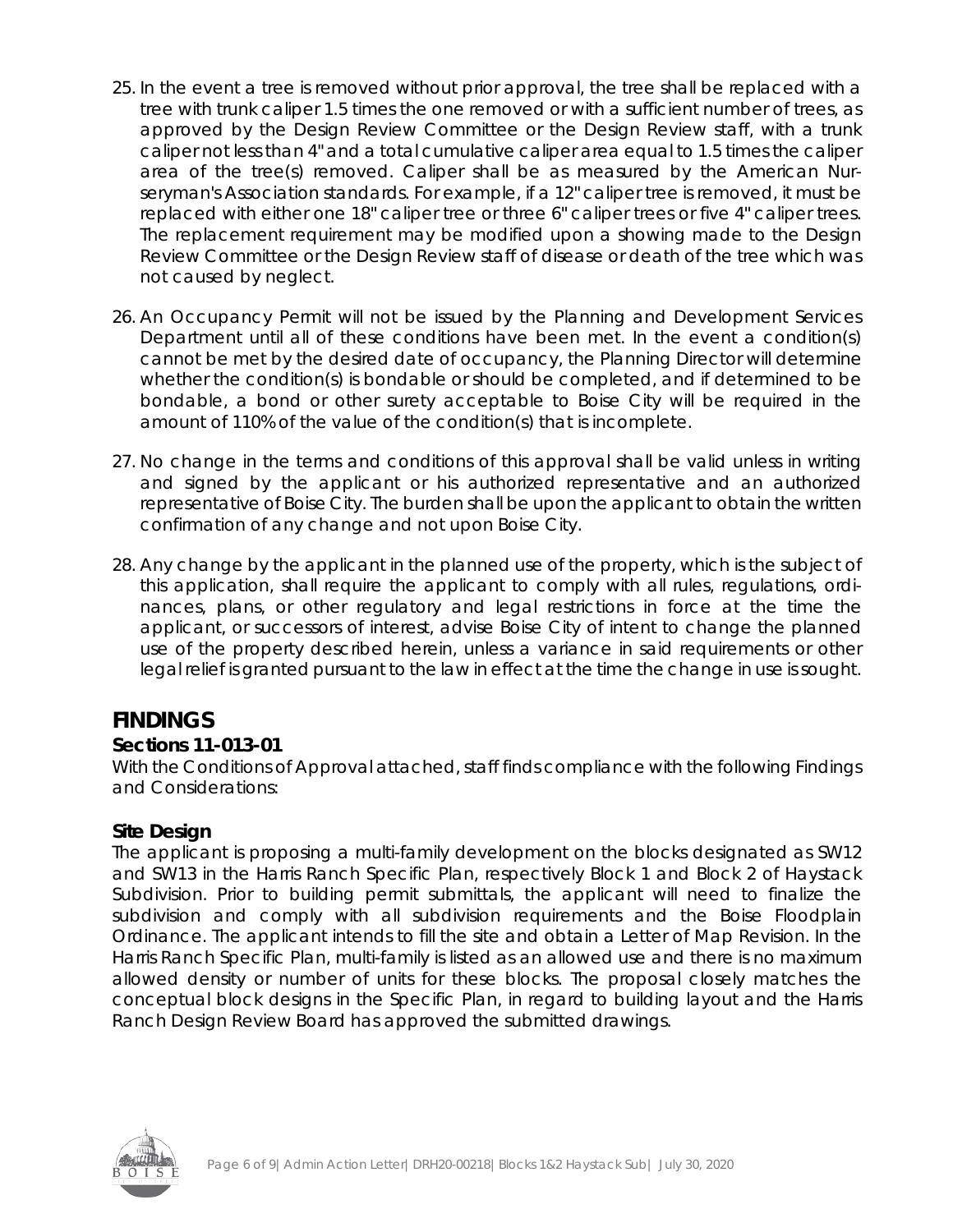25. In the event a tree is removed without prior approval, the tree shall be replaced with a tree with trunk caliper 1.5 times the one removed or with a sufficient number of trees, as approved by the Design Review Committee or the Design Review staff, with a trunk caliper not less than 4" and a total cumulative caliper area equal to 1.5 times the caliper area of the tree(s) removed. Caliper shall be as measured by the American Nurseryman's Association standards. For example, if a 12" caliper tree is removed, it must be replaced with either one 18" caliper tree or three 6" caliper trees or five 4" caliper trees. The replacement requirement may be modified upon a showing made to the Design Review Committee or the Design Review staff of disease or death of the tree which was not caused by neglect.

26. An Occupancy Permit will not be issued by the Planning and Development Services Department until all of these conditions have been met. In the event a condition(s) cannot be met by the desired date of occupancy, the Planning Director will determine whether the condition(s) is bondable or should be completed, and if determined to be bondable, a bond or other surety acceptable to Boise City will be required in the amount of 110% of the value of the condition(s) that is incomplete.

27. No change in the terms and conditions of this approval shall be valid unless in writing and signed by the applicant or his authorized representative and an authorized representative of Boise City. The burden shall be upon the applicant to obtain the written confirmation of any change and not upon Boise City.

28. Any change by the applicant in the planned use of the property, which is the subject of this application, shall require the applicant to comply with all rules, regulations, ordinances, plans, or other regulatory and legal restrictions in force at the time the applicant, or successors of interest, advise Boise City of intent to change the planned use of the property described herein, unless a variance in said requirements or other legal relief is granted pursuant to the law in effect at the time the change in use is sought.

## FINDINGS

### Sections 11-013-01

With the Conditions of Approval attached, staff finds compliance with the following Findings and Considerations:

### Site Design

The applicant is proposing a multi-family development on the blocks designated as SW12 and SW13 in the Harris Ranch Specific Plan, respectively Block 1 and Block 2 of Haystack Subdivision. Prior to building permit submittals, the applicant will need to finalize the subdivision and comply with all subdivision requirements and the Boise Floodplain Ordinance. The applicant intends to fill the site and obtain a Letter of Map Revision. In the Harris Ranch Specific Plan, multi-family is listed as an allowed use and there is no maximum allowed density or number of units for these blocks. The proposal closely matches the conceptual block designs in the Specific Plan, in regard to building layout and the Harris Ranch Design Review Board has approved the submitted drawings.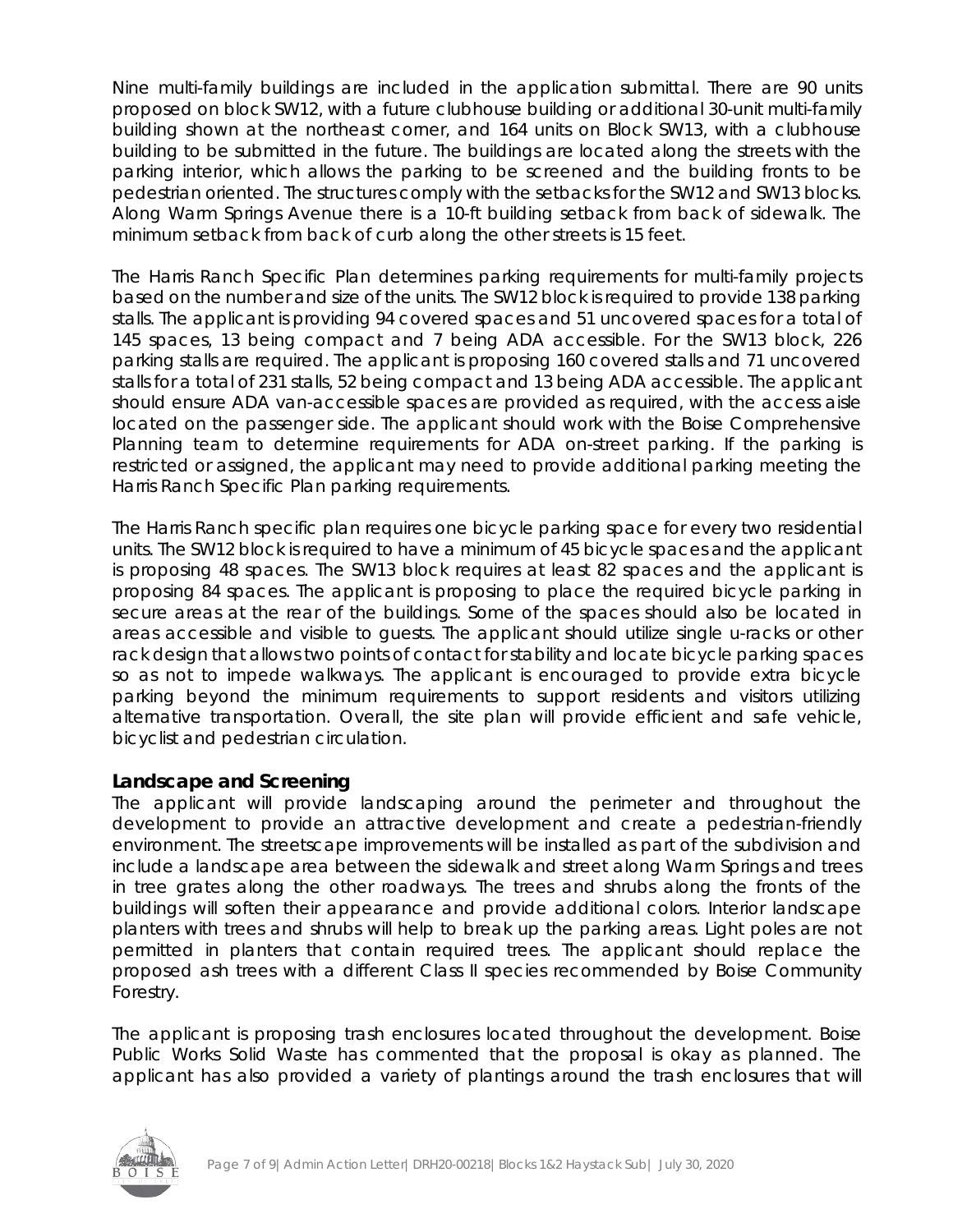Nine multi-family buildings are included in the application submittal. There are 90 units proposed on block SW12, with a future clubhouse building or additional 30-unit multi-family building shown at the northeast corner, and 164 units on Block SW13, with a clubhouse building to be submitted in the future. The buildings are located along the streets with the parking interior, which allows the parking to be screened and the building fronts to be pedestrian oriented. The structures comply with the setbacks for the SW12 and SW13 blocks. Along Warm Springs Avenue there is a 10-ft building setback from back of sidewalk. The minimum setback from back of curb along the other streets is 15 feet.

The Harris Ranch Specific Plan determines parking requirements for multi-family projects based on the number and size of the units. The SW12 block is required to provide 138 parking stalls. The applicant is providing 94 covered spaces and 51 uncovered spaces for a total of 145 spaces, 13 being compact and 7 being ADA accessible. For the SW13 block, 226 parking stalls are required. The applicant is proposing 160 covered stalls and 71 uncovered stalls for a total of 231 stalls, 52 being compact and 13 being ADA accessible. The applicant should ensure ADA van-accessible spaces are provided as required, with the access aisle located on the passenger side. The applicant should work with the Boise Comprehensive Planning team to determine requirements for ADA on-street parking. If the parking is restricted or assigned, the applicant may need to provide additional parking meeting the Harris Ranch Specific Plan parking requirements.

The Harris Ranch specific plan requires one bicycle parking space for every two residential units. The SW12 block is required to have a minimum of 45 bicycle spaces and the applicant is proposing 48 spaces. The SW13 block requires at least 82 spaces and the applicant is proposing 84 spaces. The applicant is proposing to place the required bicycle parking in secure areas at the rear of the buildings. Some of the spaces should also be located in areas accessible and visible to guests. The applicant should utilize single u-racks or other rack design that allows two points of contact for stability and locate bicycle parking spaces so as not to impede walkways. The applicant is encouraged to provide extra bicycle parking beyond the minimum requirements to support residents and visitors utilizing alternative transportation. Overall, the site plan will provide efficient and safe vehicle, bicyclist and pedestrian circulation.

## Landscape and Screening

The applicant will provide landscaping around the perimeter and throughout the development to provide an attractive development and create a pedestrian-friendly environment. The streetscape improvements will be installed as part of the subdivision and include a landscape area between the sidewalk and street along Warm Springs and trees in tree grates along the other roadways. The trees and shrubs along the fronts of the buildings will soften their appearance and provide additional colors. Interior landscape planters with trees and shrubs will help to break up the parking areas. Light poles are not permitted in planters that contain required trees. The applicant should replace the proposed ash trees with a different Class II species recommended by Boise Community Forestry.

The applicant is proposing trash enclosures located throughout the development. Boise Public Works Solid Waste has commented that the proposal is okay as planned. The applicant has also provided a variety of plantings around the trash enclosures that will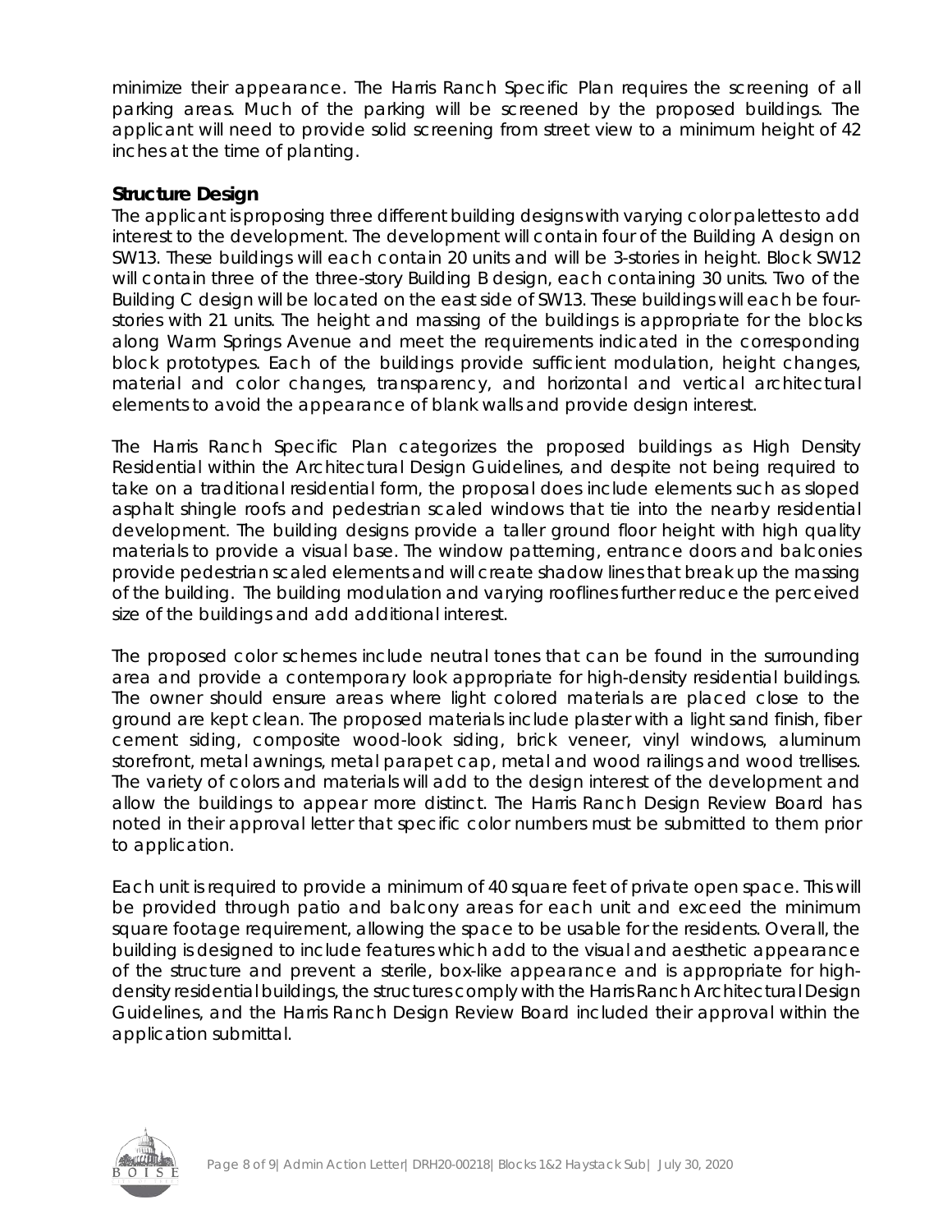minimize their appearance. The Harris Ranch Specific Plan requires the screening of all parking areas. Much of the parking will be screened by the proposed buildings. The applicant will need to provide solid screening from street view to a minimum height of 42 inches at the time of planting.

## Structure Design

The applicant is proposing three different building designs with varying color palettes to add interest to the development. The development will contain four of the Building A design on SW13. These buildings will each contain 20 units and will be 3-stories in height. Block SW12 will contain three of the three-story Building B design, each containing 30 units. Two of the Building C design will be located on the east side of SW13. These buildings will each be four-stories with 21 units. The height and massing of the buildings is appropriate for the blocks along Warm Springs Avenue and meet the requirements indicated in the corresponding block prototypes. Each of the buildings provide sufficient modulation, height changes, material and color changes, transparency, and horizontal and vertical architectural elements to avoid the appearance of blank walls and provide design interest.

The Harris Ranch Specific Plan categorizes the proposed buildings as High Density Residential within the Architectural Design Guidelines, and despite not being required to take on a traditional residential form, the proposal does include elements such as sloped asphalt shingle roofs and pedestrian scaled windows that tie into the nearby residential development. The building designs provide a taller ground floor height with high quality materials to provide a visual base. The window patterning, entrance doors and balconies provide pedestrian scaled elements and will create shadow lines that break up the massing of the building. The building modulation and varying rooflines further reduce the perceived size of the buildings and add additional interest.

The proposed color schemes include neutral tones that can be found in the surrounding area and provide a contemporary look appropriate for high-density residential buildings. The owner should ensure areas where light colored materials are placed close to the ground are kept clean. The proposed materials include plaster with a light sand finish, fiber cement siding, composite wood-look siding, brick veneer, vinyl windows, aluminum storefront, metal awnings, metal parapet cap, metal and wood railings and wood trellises. The variety of colors and materials will add to the design interest of the development and allow the buildings to appear more distinct. The Harris Ranch Design Review Board has noted in their approval letter that specific color numbers must be submitted to them prior to application.

Each unit is required to provide a minimum of 40 square feet of private open space. This will be provided through patio and balcony areas for each unit and exceed the minimum square footage requirement, allowing the space to be usable for the residents. Overall, the building is designed to include features which add to the visual and aesthetic appearance of the structure and prevent a sterile, box-like appearance and is appropriate for high-density residential buildings, the structures comply with the Harris Ranch Architectural Design Guidelines, and the Harris Ranch Design Review Board included their approval within the application submittal.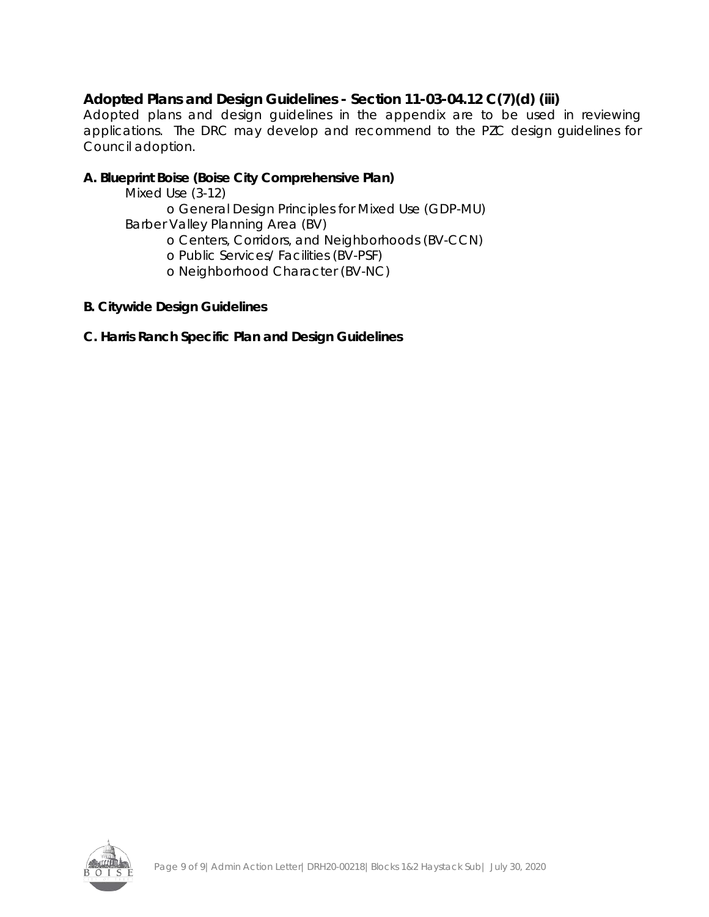## Adopted Plans and Design Guidelines - Section 11-03-04.12 C(7)(d) (iii)

Adopted plans and design guidelines in the appendix are to be used in reviewing applications. The DRC may develop and recommend to the PZC design guidelines for Council adoption.

**A. Blueprint Boise (Boise City Comprehensive Plan)**

Mixed Use (3-12)

- o General Design Principles for Mixed Use (GDP-MU)

Barber Valley Planning Area (BV)

- o Centers, Corridors, and Neighborhoods (BV-CCN)
- o Public Services/ Facilities (BV-PSF)
- o Neighborhood Character (BV-NC)

**B. Citywide Design Guidelines**

**C. Harris Ranch Specific Plan and Design Guidelines**